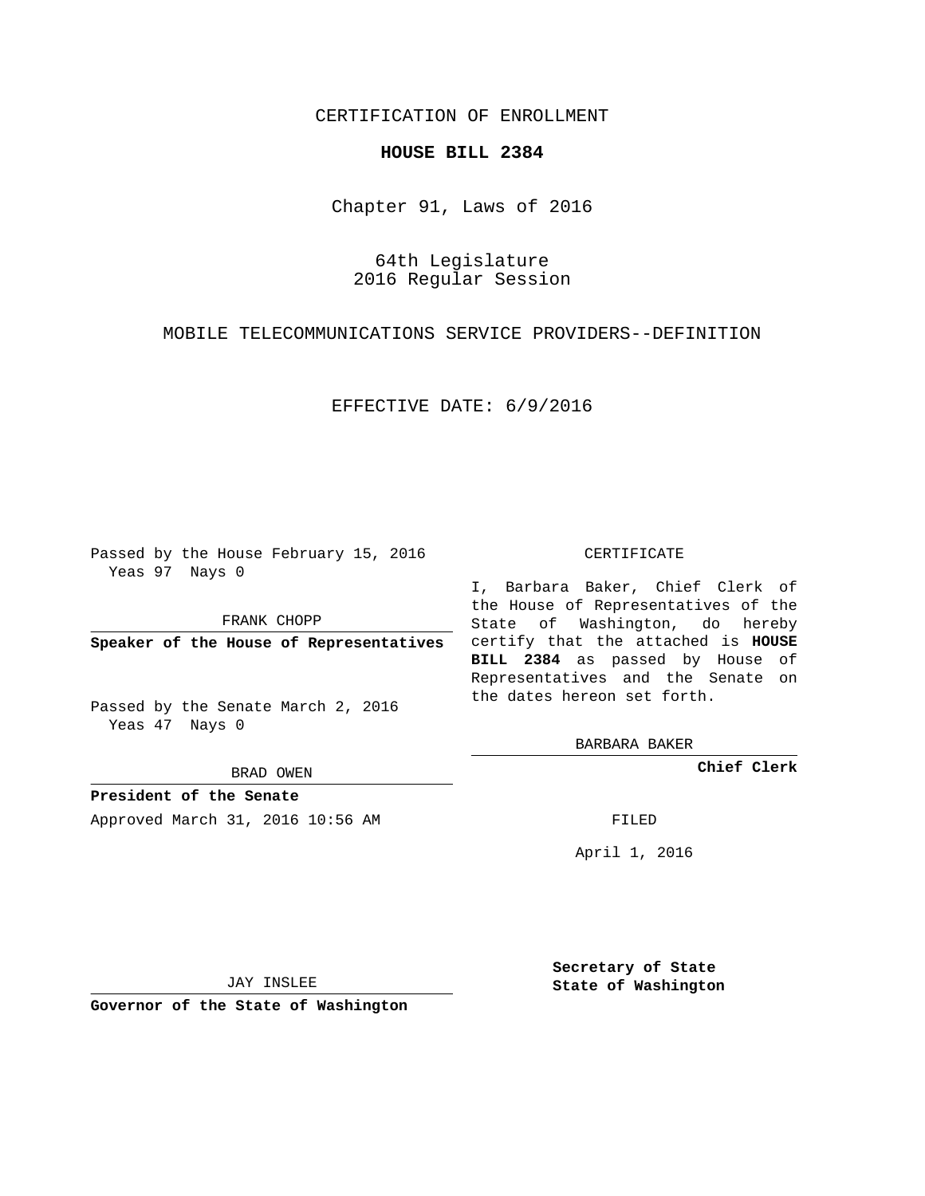CERTIFICATION OF ENROLLMENT

**HOUSE BILL 2384**

Chapter 91, Laws of 2016

64th Legislature
2016 Regular Session

MOBILE TELECOMMUNICATIONS SERVICE PROVIDERS--DEFINITION

EFFECTIVE DATE: 6/9/2016

Passed by the House February 15, 2016
Yeas 97 Nays 0

FRANK CHOPP

**Speaker of the House of Representatives**

Passed by the Senate March 2, 2016
Yeas 47 Nays 0

BRAD OWEN

**President of the Senate**

Approved March 31, 2016 10:56 AM

JAY INSLEE

**Governor of the State of Washington**

CERTIFICATE

I, Barbara Baker, Chief Clerk of the House of Representatives of the State of Washington, do hereby certify that the attached is **HOUSE BILL 2384** as passed by House of Representatives and the Senate on the dates hereon set forth.

BARBARA BAKER

**Chief Clerk**

FILED

April 1, 2016

**Secretary of State**
**State of Washington**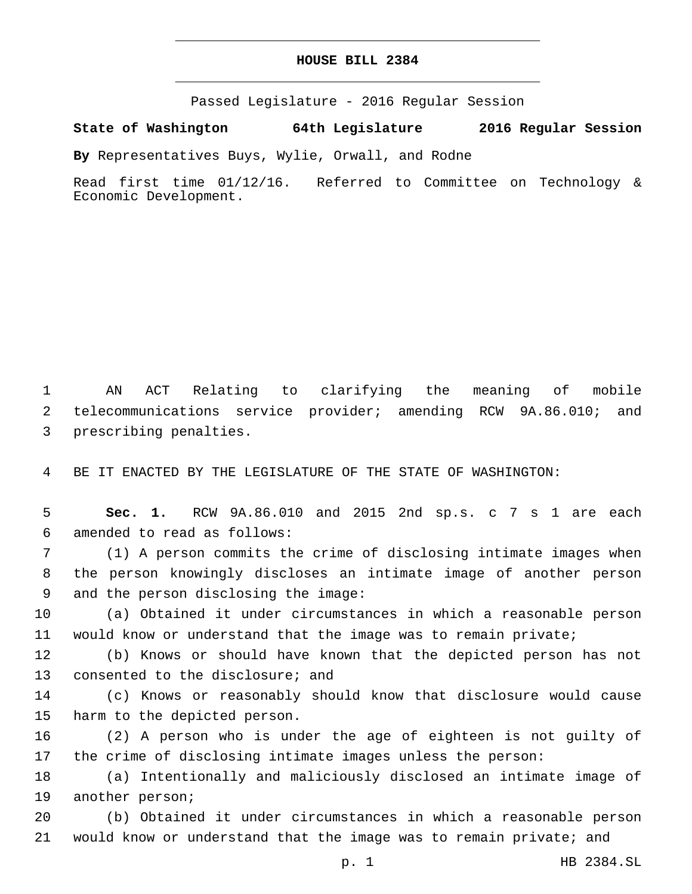# HOUSE BILL 2384

Passed Legislature - 2016 Regular Session

**State of Washington 64th Legislature 2016 Regular Session**

**By** Representatives Buys, Wylie, Orwall, and Rodne

Read first time 01/12/16. Referred to Committee on Technology & Economic Development.

AN ACT Relating to clarifying the meaning of mobile telecommunications service provider; amending RCW 9A.86.010; and prescribing penalties.

BE IT ENACTED BY THE LEGISLATURE OF THE STATE OF WASHINGTON:

**Sec. 1.** RCW 9A.86.010 and 2015 2nd sp.s. c 7 s 1 are each amended to read as follows:

(1) A person commits the crime of disclosing intimate images when the person knowingly discloses an intimate image of another person and the person disclosing the image:

(a) Obtained it under circumstances in which a reasonable person would know or understand that the image was to remain private;

(b) Knows or should have known that the depicted person has not consented to the disclosure; and

(c) Knows or reasonably should know that disclosure would cause harm to the depicted person.

(2) A person who is under the age of eighteen is not guilty of the crime of disclosing intimate images unless the person:

(a) Intentionally and maliciously disclosed an intimate image of another person;

(b) Obtained it under circumstances in which a reasonable person would know or understand that the image was to remain private; and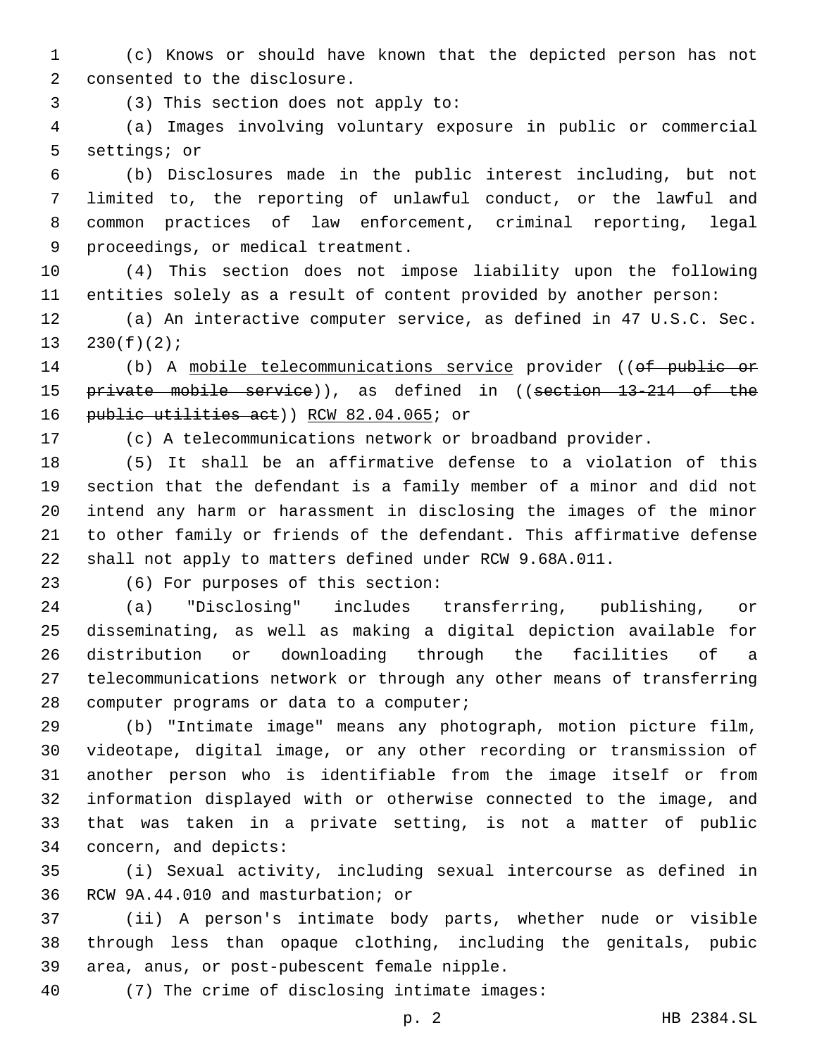(c) Knows or should have known that the depicted person has not consented to the disclosure.

(3) This section does not apply to:

(a) Images involving voluntary exposure in public or commercial settings; or

(b) Disclosures made in the public interest including, but not limited to, the reporting of unlawful conduct, or the lawful and common practices of law enforcement, criminal reporting, legal proceedings, or medical treatment.

(4) This section does not impose liability upon the following entities solely as a result of content provided by another person:

(a) An interactive computer service, as defined in 47 U.S.C. Sec. 230(f)(2);

(b) A mobile telecommunications service provider ((~~of public or private mobile service~~)), as defined in ((~~section 13-214 of the public utilities act~~)) RCW 82.04.065; or

(c) A telecommunications network or broadband provider.

(5) It shall be an affirmative defense to a violation of this section that the defendant is a family member of a minor and did not intend any harm or harassment in disclosing the images of the minor to other family or friends of the defendant. This affirmative defense shall not apply to matters defined under RCW 9.68A.011.

(6) For purposes of this section:

(a) "Disclosing" includes transferring, publishing, or disseminating, as well as making a digital depiction available for distribution or downloading through the facilities of a telecommunications network or through any other means of transferring computer programs or data to a computer;

(b) "Intimate image" means any photograph, motion picture film, videotape, digital image, or any other recording or transmission of another person who is identifiable from the image itself or from information displayed with or otherwise connected to the image, and that was taken in a private setting, is not a matter of public concern, and depicts:

(i) Sexual activity, including sexual intercourse as defined in RCW 9A.44.010 and masturbation; or

(ii) A person's intimate body parts, whether nude or visible through less than opaque clothing, including the genitals, pubic area, anus, or post-pubescent female nipple.

(7) The crime of disclosing intimate images: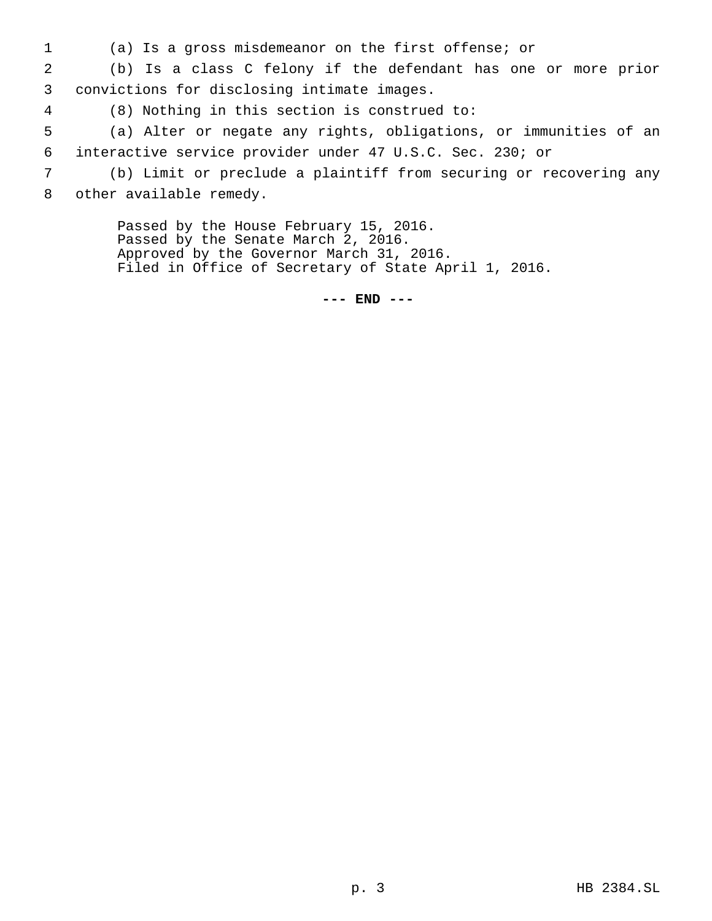(a) Is a gross misdemeanor on the first offense; or

(b) Is a class C felony if the defendant has one or more prior convictions for disclosing intimate images.

(8) Nothing in this section is construed to:

(a) Alter or negate any rights, obligations, or immunities of an interactive service provider under 47 U.S.C. Sec. 230; or

(b) Limit or preclude a plaintiff from securing or recovering any other available remedy.

Passed by the House February 15, 2016.
Passed by the Senate March 2, 2016.
Approved by the Governor March 31, 2016.
Filed in Office of Secretary of State April 1, 2016.

**--- END ---**